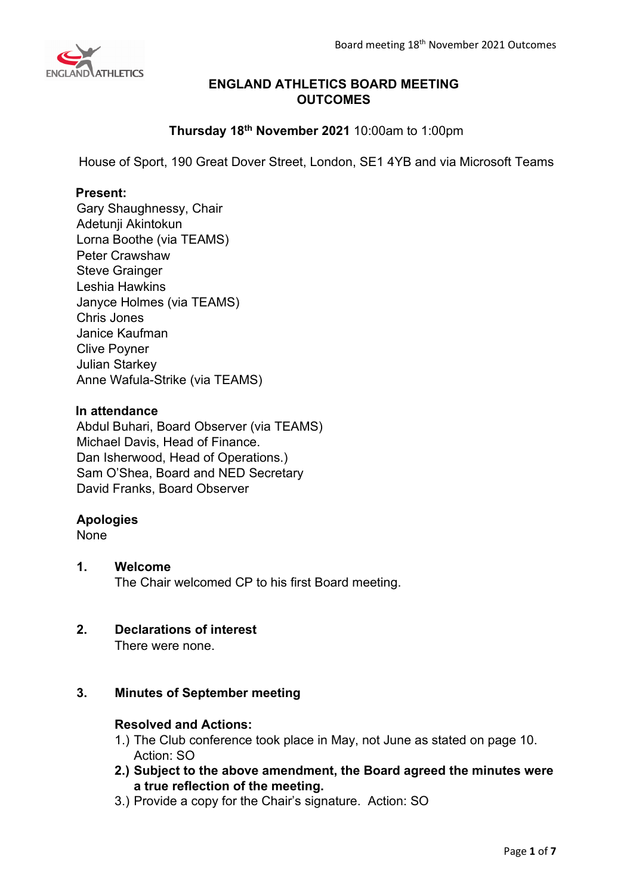# ENGLAND ATHLETICS BOARD MEETING OUTCOMES

**Thursday 18th November 2021** 10:00am to 1:00pm

House of Sport, 190 Great Dover Street, London, SE1 4YB and via Microsoft Teams

**Present:**
Gary Shaughnessy, Chair
Adetunji Akintokun
Lorna Boothe (via TEAMS)
Peter Crawshaw
Steve Grainger
Leshia Hawkins
Janyce Holmes (via TEAMS)
Chris Jones
Janice Kaufman
Clive Poyner
Julian Starkey
Anne Wafula-Strike (via TEAMS)

**In attendance**
Abdul Buhari, Board Observer (via TEAMS)
Michael Davis, Head of Finance.
Dan Isherwood, Head of Operations.)
Sam O'Shea, Board and NED Secretary
David Franks, Board Observer

**Apologies**
None

## 1. Welcome

The Chair welcomed CP to his first Board meeting.

## 2. Declarations of interest

There were none.

## 3. Minutes of September meeting

**Resolved and Actions:**

1.) The Club conference took place in May, not June as stated on page 10. Action: SO

**2.) Subject to the above amendment, the Board agreed the minutes were a true reflection of the meeting.**

3.) Provide a copy for the Chair's signature. Action: SO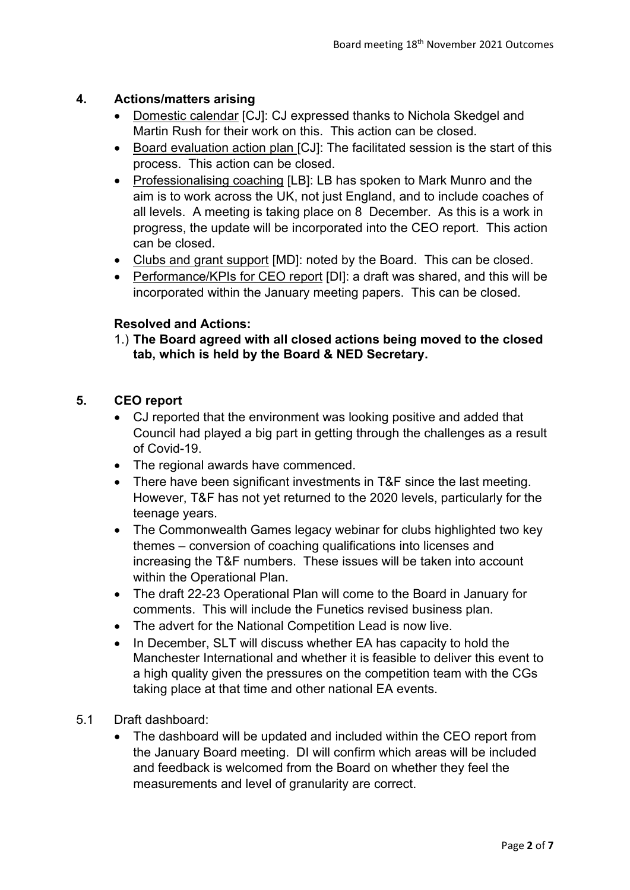## 4. Actions/matters arising

- Domestic calendar [CJ]: CJ expressed thanks to Nichola Skedgel and Martin Rush for their work on this. This action can be closed.
- Board evaluation action plan [CJ]: The facilitated session is the start of this process. This action can be closed.
- Professionalising coaching [LB]: LB has spoken to Mark Munro and the aim is to work across the UK, not just England, and to include coaches of all levels. A meeting is taking place on 8 December. As this is a work in progress, the update will be incorporated into the CEO report. This action can be closed.
- Clubs and grant support [MD]: noted by the Board. This can be closed.
- Performance/KPIs for CEO report [DI]: a draft was shared, and this will be incorporated within the January meeting papers. This can be closed.

**Resolved and Actions:**

1.) **The Board agreed with all closed actions being moved to the closed tab, which is held by the Board & NED Secretary.**

## 5. CEO report

- CJ reported that the environment was looking positive and added that Council had played a big part in getting through the challenges as a result of Covid-19.
- The regional awards have commenced.
- There have been significant investments in T&F since the last meeting. However, T&F has not yet returned to the 2020 levels, particularly for the teenage years.
- The Commonwealth Games legacy webinar for clubs highlighted two key themes – conversion of coaching qualifications into licenses and increasing the T&F numbers. These issues will be taken into account within the Operational Plan.
- The draft 22-23 Operational Plan will come to the Board in January for comments. This will include the Funetics revised business plan.
- The advert for the National Competition Lead is now live.
- In December, SLT will discuss whether EA has capacity to hold the Manchester International and whether it is feasible to deliver this event to a high quality given the pressures on the competition team with the CGs taking place at that time and other national EA events.

5.1 Draft dashboard:

- The dashboard will be updated and included within the CEO report from the January Board meeting. DI will confirm which areas will be included and feedback is welcomed from the Board on whether they feel the measurements and level of granularity are correct.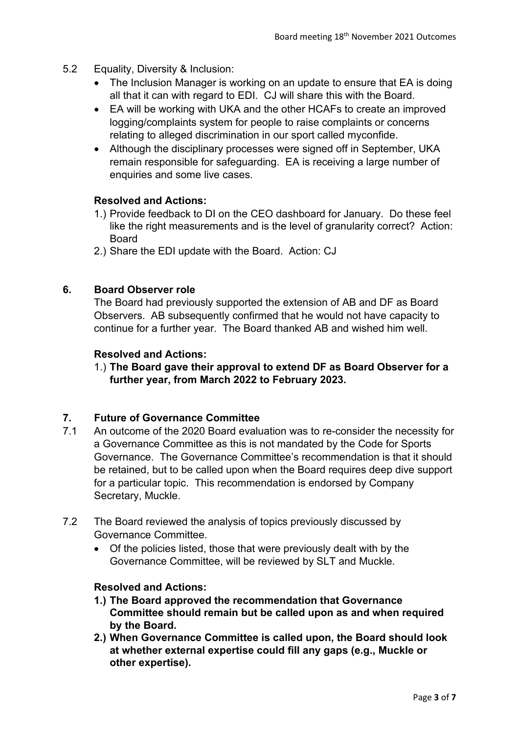5.2 Equality, Diversity & Inclusion:

- The Inclusion Manager is working on an update to ensure that EA is doing all that it can with regard to EDI. CJ will share this with the Board.
- EA will be working with UKA and the other HCAFs to create an improved logging/complaints system for people to raise complaints or concerns relating to alleged discrimination in our sport called myconfide.
- Although the disciplinary processes were signed off in September, UKA remain responsible for safeguarding. EA is receiving a large number of enquiries and some live cases.

**Resolved and Actions:**

1.) Provide feedback to DI on the CEO dashboard for January. Do these feel like the right measurements and is the level of granularity correct? Action: Board

2.) Share the EDI update with the Board. Action: CJ

## 6. Board Observer role

The Board had previously supported the extension of AB and DF as Board Observers. AB subsequently confirmed that he would not have capacity to continue for a further year. The Board thanked AB and wished him well.

**Resolved and Actions:**

1.) **The Board gave their approval to extend DF as Board Observer for a further year, from March 2022 to February 2023.**

## 7. Future of Governance Committee

7.1 An outcome of the 2020 Board evaluation was to re-consider the necessity for a Governance Committee as this is not mandated by the Code for Sports Governance. The Governance Committee's recommendation is that it should be retained, but to be called upon when the Board requires deep dive support for a particular topic. This recommendation is endorsed by Company Secretary, Muckle.

7.2 The Board reviewed the analysis of topics previously discussed by Governance Committee.

- Of the policies listed, those that were previously dealt with by the Governance Committee, will be reviewed by SLT and Muckle.

**Resolved and Actions:**

**1.) The Board approved the recommendation that Governance Committee should remain but be called upon as and when required by the Board.**

**2.) When Governance Committee is called upon, the Board should look at whether external expertise could fill any gaps (e.g., Muckle or other expertise).**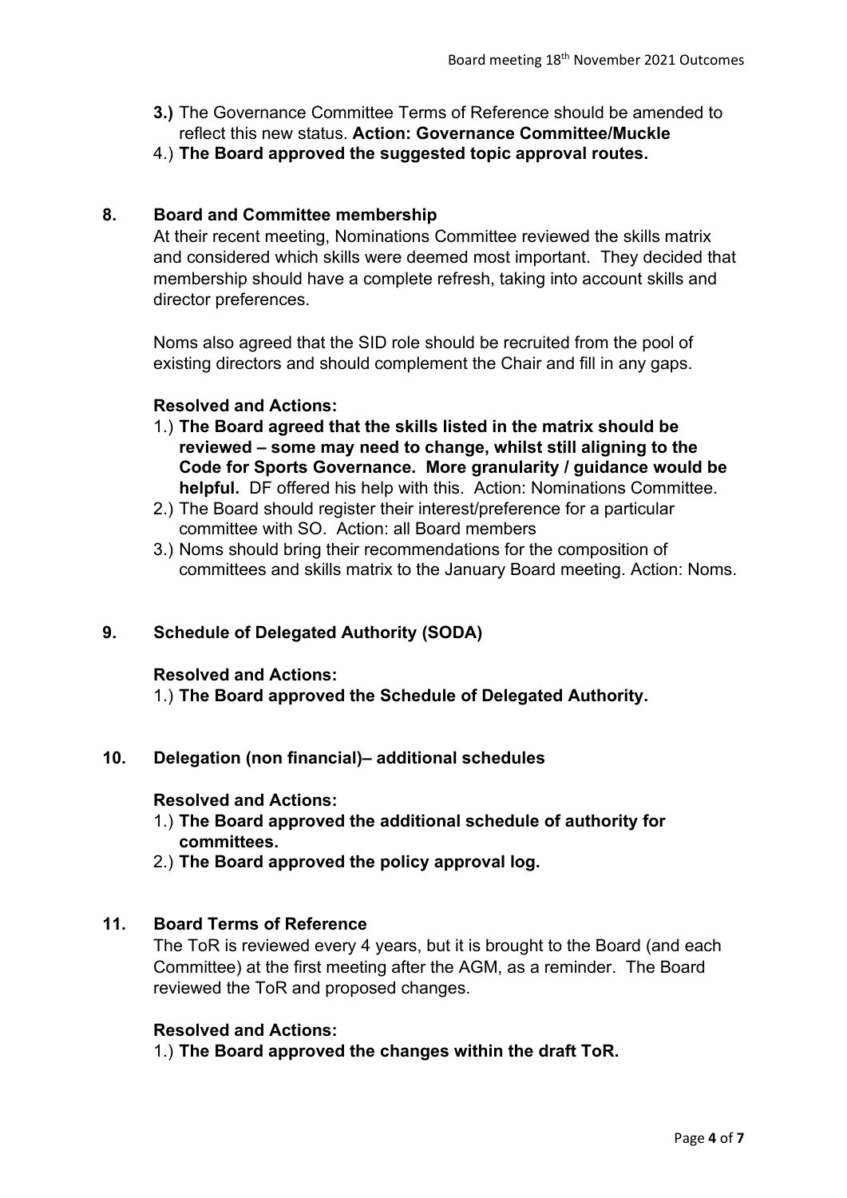3.) The Governance Committee Terms of Reference should be amended to reflect this new status. **Action: Governance Committee/Muckle**
4.) **The Board approved the suggested topic approval routes.**

## 8. Board and Committee membership

At their recent meeting, Nominations Committee reviewed the skills matrix and considered which skills were deemed most important. They decided that membership should have a complete refresh, taking into account skills and director preferences.

Noms also agreed that the SID role should be recruited from the pool of existing directors and should complement the Chair and fill in any gaps.

**Resolved and Actions:**

1.) **The Board agreed that the skills listed in the matrix should be reviewed – some may need to change, whilst still aligning to the Code for Sports Governance. More granularity / guidance would be helpful.** DF offered his help with this. Action: Nominations Committee.
2.) The Board should register their interest/preference for a particular committee with SO. Action: all Board members
3.) Noms should bring their recommendations for the composition of committees and skills matrix to the January Board meeting. Action: Noms.

## 9. Schedule of Delegated Authority (SODA)

**Resolved and Actions:**

1.) **The Board approved the Schedule of Delegated Authority.**

## 10. Delegation (non financial)– additional schedules

**Resolved and Actions:**

1.) **The Board approved the additional schedule of authority for committees.**
2.) **The Board approved the policy approval log.**

## 11. Board Terms of Reference

The ToR is reviewed every 4 years, but it is brought to the Board (and each Committee) at the first meeting after the AGM, as a reminder. The Board reviewed the ToR and proposed changes.

**Resolved and Actions:**

1.) **The Board approved the changes within the draft ToR.**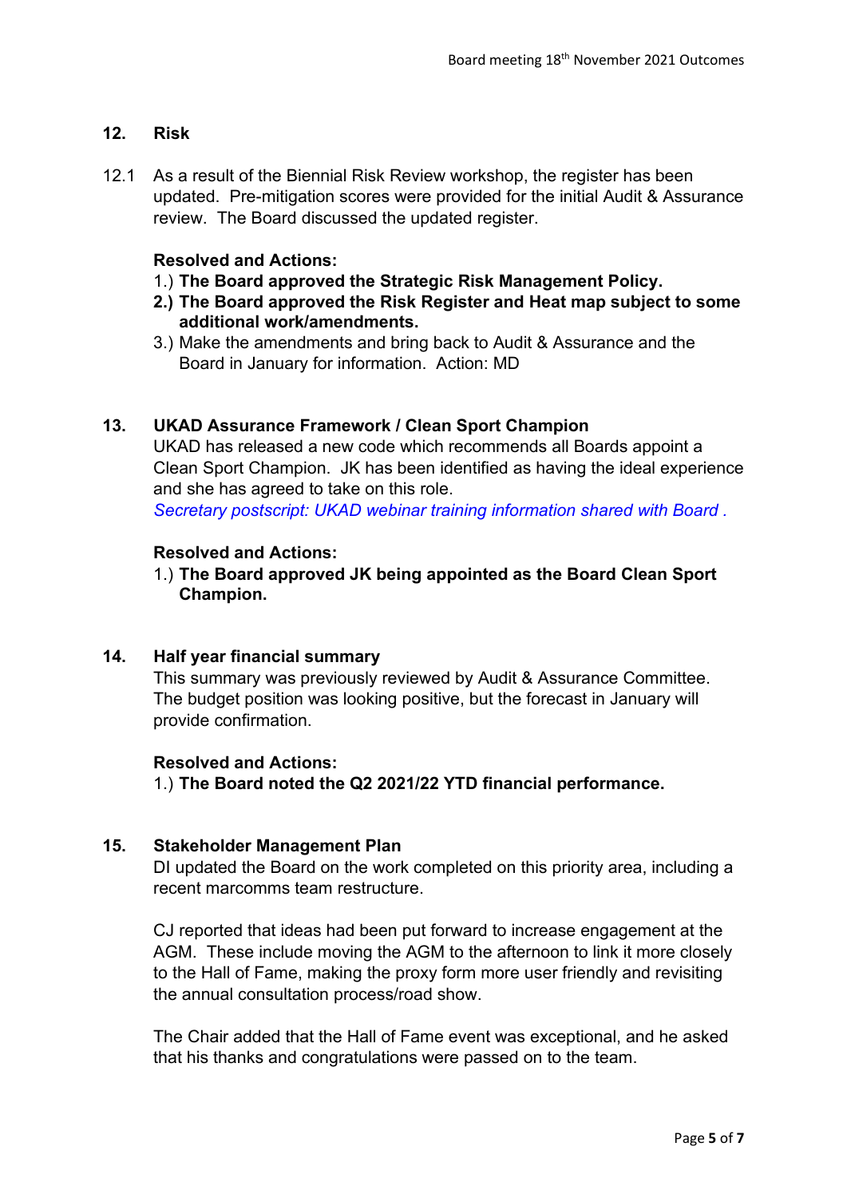## 12. Risk

12.1 As a result of the Biennial Risk Review workshop, the register has been updated. Pre-mitigation scores were provided for the initial Audit & Assurance review. The Board discussed the updated register.

**Resolved and Actions:**

1.) **The Board approved the Strategic Risk Management Policy.**

**2.) The Board approved the Risk Register and Heat map subject to some additional work/amendments.**

3.) Make the amendments and bring back to Audit & Assurance and the Board in January for information. Action: MD

## 13. UKAD Assurance Framework / Clean Sport Champion

UKAD has released a new code which recommends all Boards appoint a Clean Sport Champion. JK has been identified as having the ideal experience and she has agreed to take on this role.

*Secretary postscript: UKAD webinar training information shared with Board .*

**Resolved and Actions:**

1.) **The Board approved JK being appointed as the Board Clean Sport Champion.**

## 14. Half year financial summary

This summary was previously reviewed by Audit & Assurance Committee. The budget position was looking positive, but the forecast in January will provide confirmation.

**Resolved and Actions:**

1.) **The Board noted the Q2 2021/22 YTD financial performance.**

## 15. Stakeholder Management Plan

DI updated the Board on the work completed on this priority area, including a recent marcomms team restructure.

CJ reported that ideas had been put forward to increase engagement at the AGM. These include moving the AGM to the afternoon to link it more closely to the Hall of Fame, making the proxy form more user friendly and revisiting the annual consultation process/road show.

The Chair added that the Hall of Fame event was exceptional, and he asked that his thanks and congratulations were passed on to the team.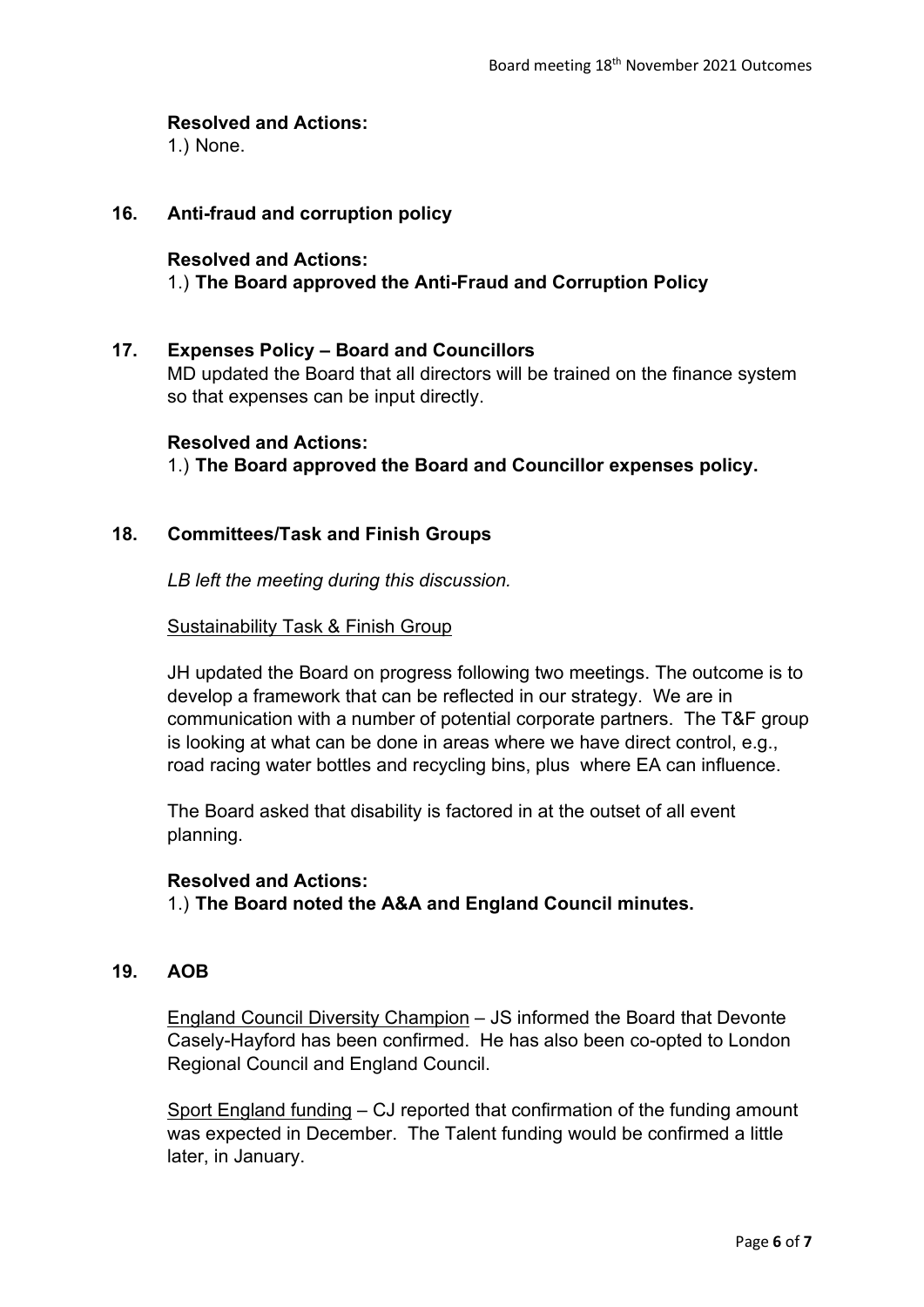**Resolved and Actions:**
1.) None.

## 16. Anti-fraud and corruption policy

**Resolved and Actions:**
1.) **The Board approved the Anti-Fraud and Corruption Policy**

## 17. Expenses Policy – Board and Councillors

MD updated the Board that all directors will be trained on the finance system so that expenses can be input directly.

**Resolved and Actions:**
1.) **The Board approved the Board and Councillor expenses policy.**

## 18. Committees/Task and Finish Groups

*LB left the meeting during this discussion.*

Sustainability Task & Finish Group

JH updated the Board on progress following two meetings. The outcome is to develop a framework that can be reflected in our strategy. We are in communication with a number of potential corporate partners. The T&F group is looking at what can be done in areas where we have direct control, e.g., road racing water bottles and recycling bins, plus where EA can influence.

The Board asked that disability is factored in at the outset of all event planning.

**Resolved and Actions:**
1.) **The Board noted the A&A and England Council minutes.**

## 19. AOB

England Council Diversity Champion – JS informed the Board that Devonte Casely-Hayford has been confirmed. He has also been co-opted to London Regional Council and England Council.

Sport England funding – CJ reported that confirmation of the funding amount was expected in December. The Talent funding would be confirmed a little later, in January.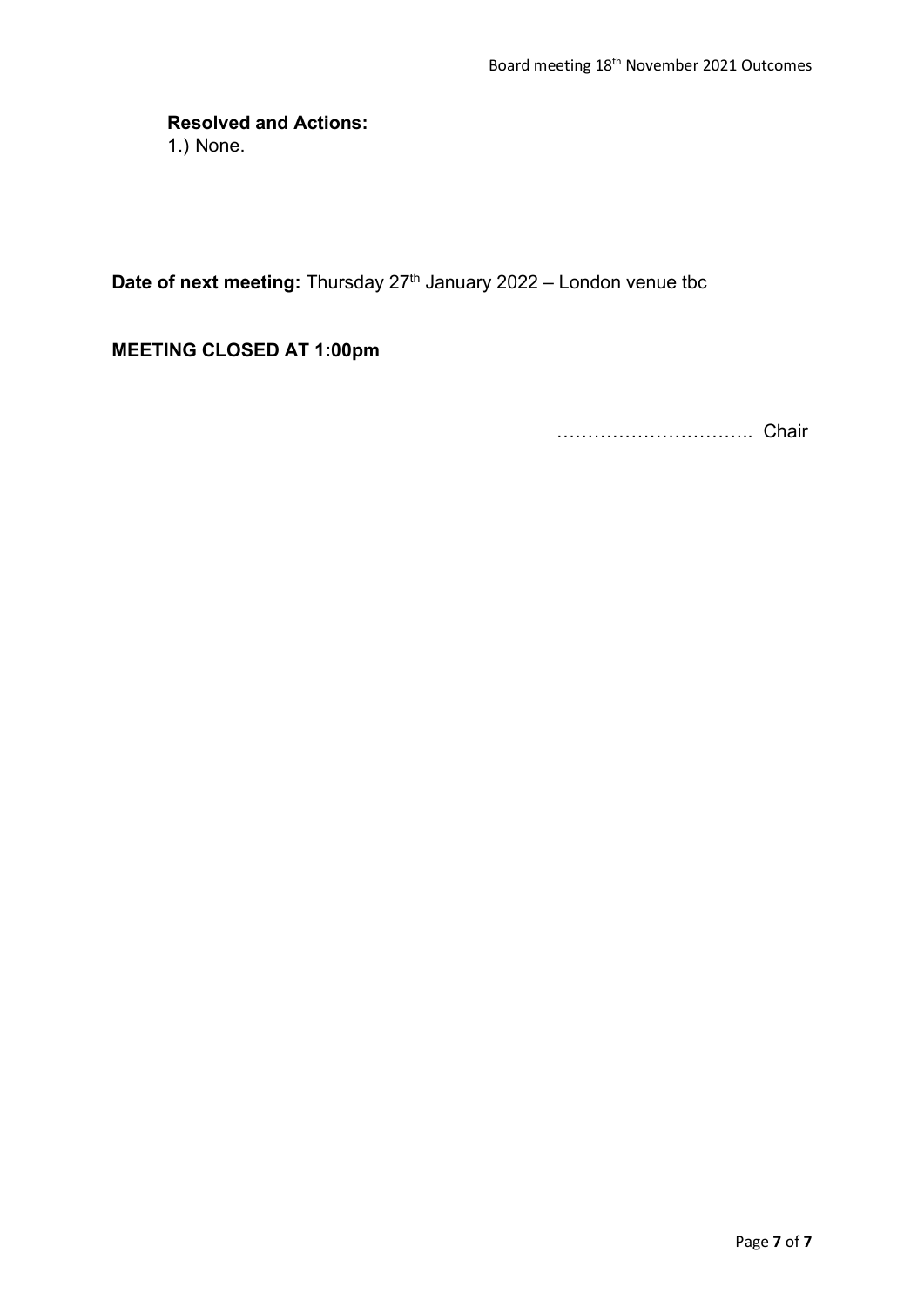**Resolved and Actions:**

1.) None.

**Date of next meeting:** Thursday 27th January 2022 – London venue tbc

**MEETING CLOSED AT 1:00pm**

………………………….. Chair